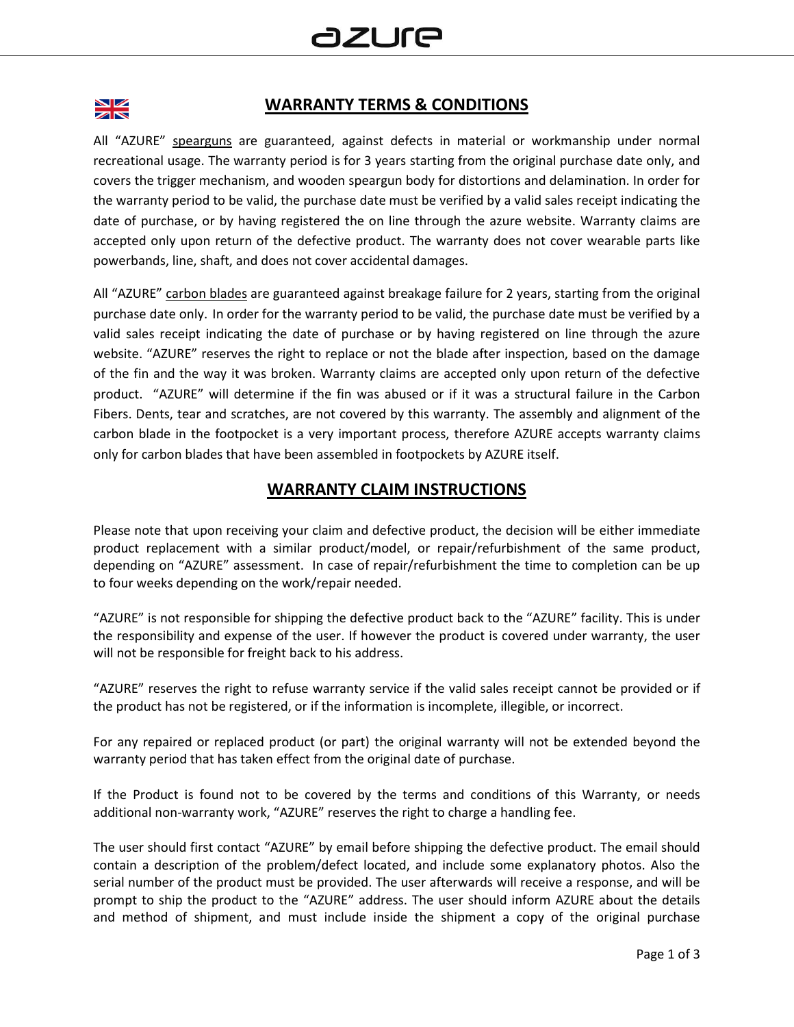# WARRANTY TERMS & CONDITIONS

All "AZURE" <u>spearguns</u> are guaranteed, against defects in material or workmanship under normal recreational usage. The warranty period is for 3 years starting from the original purchase date only, and covers the trigger mechanism, and wooden speargun body for distortions and delamination. In order for the warranty period to be valid, the purchase date must be verified by a valid sales receipt indicating the date of purchase, or by having registered the on line through the azure website. Warranty claims are accepted only upon return of the defective product. The warranty does not cover wearable parts like powerbands, line, shaft, and does not cover accidental damages.

All "AZURE" <u>carbon blades</u> are guaranteed against breakage failure for 2 years, starting from the original purchase date only. In order for the warranty period to be valid, the purchase date must be verified by a valid sales receipt indicating the date of purchase or by having registered on line through the azure website. "AZURE" reserves the right to replace or not the blade after inspection, based on the damage of the fin and the way it was broken. Warranty claims are accepted only upon return of the defective product. "AZURE" will determine if the fin was abused or if it was a structural failure in the Carbon Fibers. Dents, tear and scratches, are not covered by this warranty. The assembly and alignment of the carbon blade in the footpocket is a very important process, therefore AZURE accepts warranty claims only for carbon blades that have been assembled in footpockets by AZURE itself.

# WARRANTY CLAIM INSTRUCTIONS

Please note that upon receiving your claim and defective product, the decision will be either immediate product replacement with a similar product/model, or repair/refurbishment of the same product, depending on "AZURE" assessment. In case of repair/refurbishment the time to completion can be up to four weeks depending on the work/repair needed.

"AZURE" is not responsible for shipping the defective product back to the "AZURE" facility. This is under the responsibility and expense of the user. If however the product is covered under warranty, the user will not be responsible for freight back to his address.

"AZURE" reserves the right to refuse warranty service if the valid sales receipt cannot be provided or if the product has not be registered, or if the information is incomplete, illegible, or incorrect.

For any repaired or replaced product (or part) the original warranty will not be extended beyond the warranty period that has taken effect from the original date of purchase.

If the Product is found not to be covered by the terms and conditions of this Warranty, or needs additional non-warranty work, "AZURE" reserves the right to charge a handling fee.

The user should first contact "AZURE" by email before shipping the defective product. The email should contain a description of the problem/defect located, and include some explanatory photos. Also the serial number of the product must be provided. The user afterwards will receive a response, and will be prompt to ship the product to the "AZURE" address. The user should inform AZURE about the details and method of shipment, and must include inside the shipment a copy of the original purchase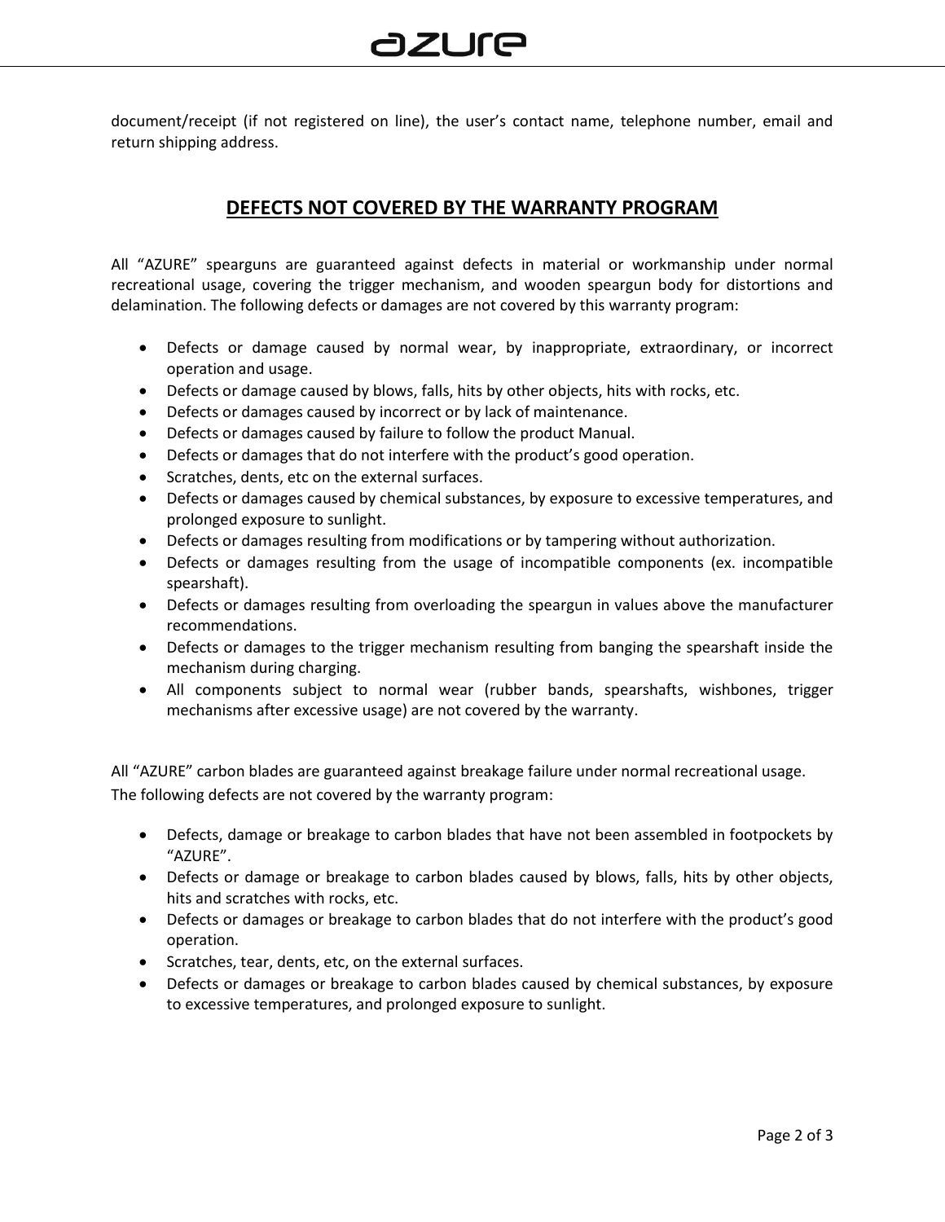document/receipt (if not registered on line), the user's contact name, telephone number, email and return shipping address.

## DEFECTS NOT COVERED BY THE WARRANTY PROGRAM

All "AZURE" spearguns are guaranteed against defects in material or workmanship under normal recreational usage, covering the trigger mechanism, and wooden speargun body for distortions and delamination. The following defects or damages are not covered by this warranty program:

- Defects or damage caused by normal wear, by inappropriate, extraordinary, or incorrect operation and usage.
- Defects or damage caused by blows, falls, hits by other objects, hits with rocks, etc.
- Defects or damages caused by incorrect or by lack of maintenance.
- Defects or damages caused by failure to follow the product Manual.
- Defects or damages that do not interfere with the product's good operation.
- Scratches, dents, etc on the external surfaces.
- Defects or damages caused by chemical substances, by exposure to excessive temperatures, and prolonged exposure to sunlight.
- Defects or damages resulting from modifications or by tampering without authorization.
- Defects or damages resulting from the usage of incompatible components (ex. incompatible spearshaft).
- Defects or damages resulting from overloading the speargun in values above the manufacturer recommendations.
- Defects or damages to the trigger mechanism resulting from banging the spearshaft inside the mechanism during charging.
- All components subject to normal wear (rubber bands, spearshafts, wishbones, trigger mechanisms after excessive usage) are not covered by the warranty.

All "AZURE" carbon blades are guaranteed against breakage failure under normal recreational usage.
The following defects are not covered by the warranty program:

- Defects, damage or breakage to carbon blades that have not been assembled in footpockets by "AZURE".
- Defects or damage or breakage to carbon blades caused by blows, falls, hits by other objects, hits and scratches with rocks, etc.
- Defects or damages or breakage to carbon blades that do not interfere with the product's good operation.
- Scratches, tear, dents, etc, on the external surfaces.
- Defects or damages or breakage to carbon blades caused by chemical substances, by exposure to excessive temperatures, and prolonged exposure to sunlight.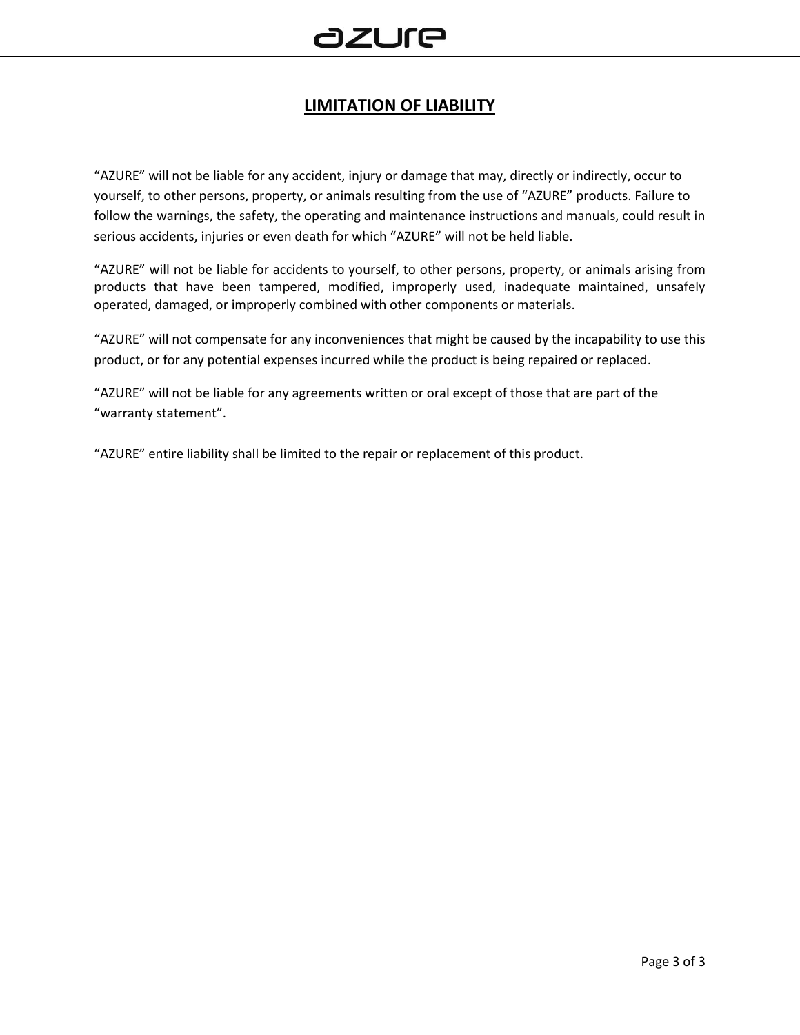# LIMITATION OF LIABILITY

“AZURE” will not be liable for any accident, injury or damage that may, directly or indirectly, occur to yourself, to other persons, property, or animals resulting from the use of “AZURE” products. Failure to follow the warnings, the safety, the operating and maintenance instructions and manuals, could result in serious accidents, injuries or even death for which “AZURE” will not be held liable.

“AZURE” will not be liable for accidents to yourself, to other persons, property, or animals arising from products that have been tampered, modified, improperly used, inadequate maintained, unsafely operated, damaged, or improperly combined with other components or materials.

“AZURE” will not compensate for any inconveniences that might be caused by the incapability to use this product, or for any potential expenses incurred while the product is being repaired or replaced.

“AZURE” will not be liable for any agreements written or oral except of those that are part of the “warranty statement”.

“AZURE” entire liability shall be limited to the repair or replacement of this product.